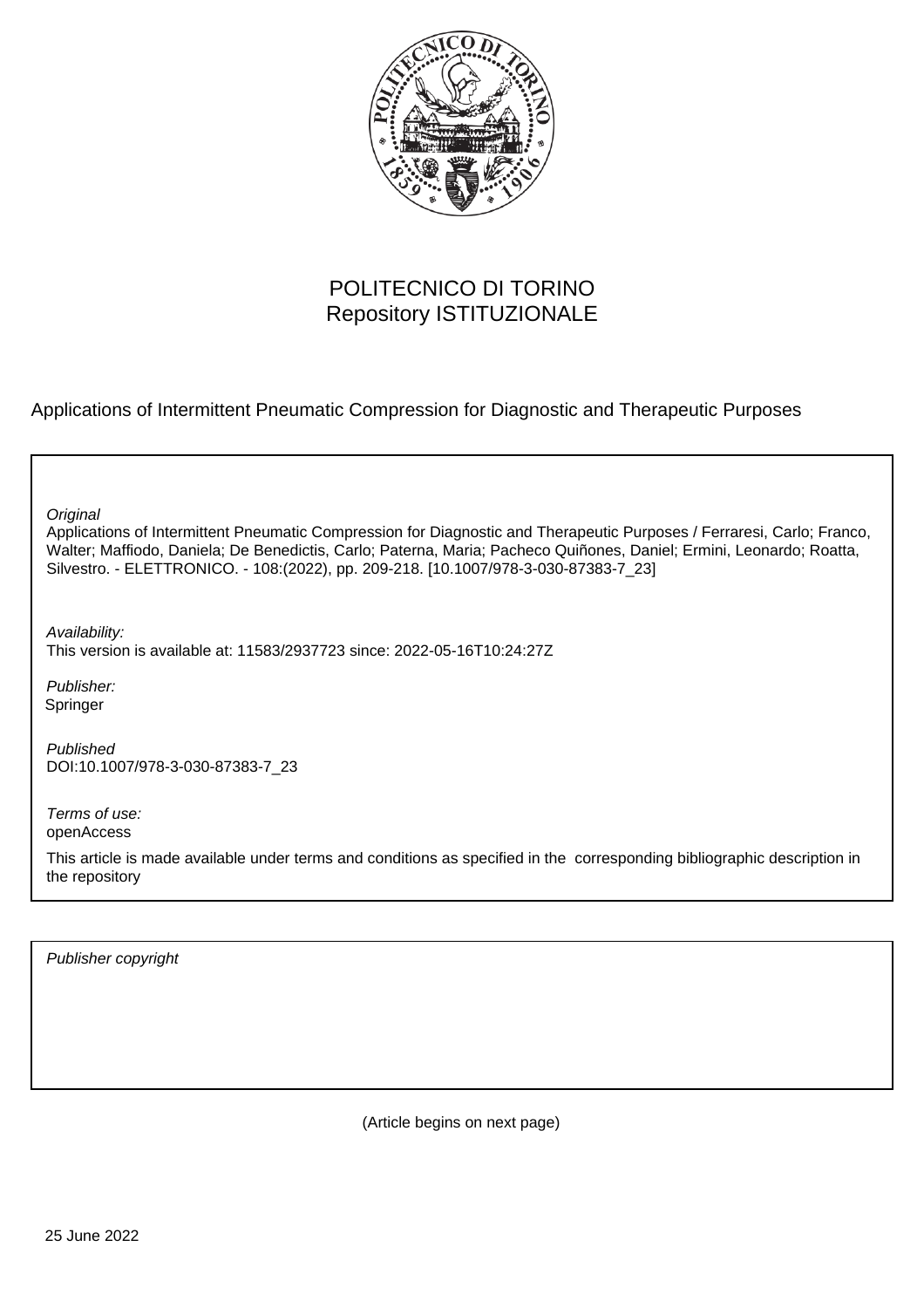POLITECNICO DI TORINO
Repository ISTITUZIONALE

Applications of Intermittent Pneumatic Compression for Diagnostic and Therapeutic Purposes

*Original*
Applications of Intermittent Pneumatic Compression for Diagnostic and Therapeutic Purposes / Ferraresi, Carlo; Franco, Walter; Maffiodo, Daniela; De Benedictis, Carlo; Paterna, Maria; Pacheco Quiñones, Daniel; Ermini, Leonardo; Roatta, Silvestro. - ELETTRONICO. - 108:(2022), pp. 209-218. [10.1007/978-3-030-87383-7_23]

*Availability:*
This version is available at: 11583/2937723 since: 2022-05-16T10:24:27Z

*Publisher:*
Springer

*Published*
DOI:10.1007/978-3-030-87383-7_23

*Terms of use:*
openAccess

This article is made available under terms and conditions as specified in the corresponding bibliographic description in the repository

*Publisher copyright*

(Article begins on next page)

25 June 2022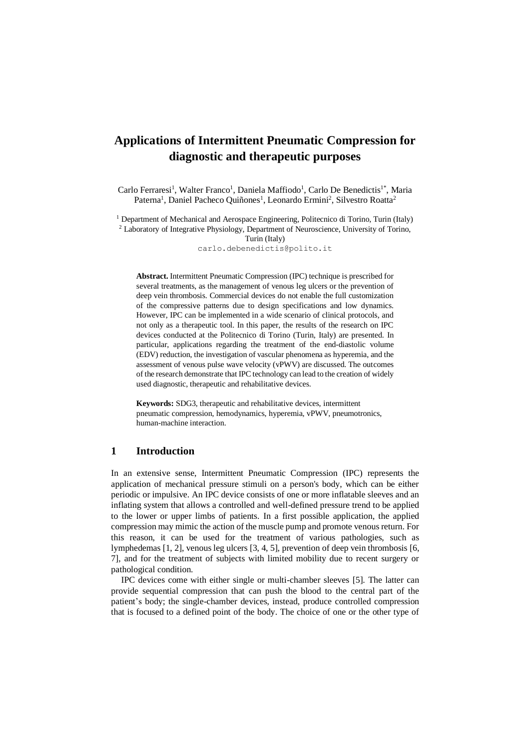# Applications of Intermittent Pneumatic Compression for diagnostic and therapeutic purposes

Carlo Ferraresi[1], Walter Franco[1], Daniela Maffiodo[1], Carlo De Benedictis[1*], Maria Paterna[1], Daniel Pacheco Quiñones[1], Leonardo Ermini[2], Silvestro Roatta[2]

[1] Department of Mechanical and Aerospace Engineering, Politecnico di Torino, Turin (Italy)
[2] Laboratory of Integrative Physiology, Department of Neuroscience, University of Torino, Turin (Italy)
carlo.debenedictis@polito.it

**Abstract.** Intermittent Pneumatic Compression (IPC) technique is prescribed for several treatments, as the management of venous leg ulcers or the prevention of deep vein thrombosis. Commercial devices do not enable the full customization of the compressive patterns due to design specifications and low dynamics. However, IPC can be implemented in a wide scenario of clinical protocols, and not only as a therapeutic tool. In this paper, the results of the research on IPC devices conducted at the Politecnico di Torino (Turin, Italy) are presented. In particular, applications regarding the treatment of the end-diastolic volume (EDV) reduction, the investigation of vascular phenomena as hyperemia, and the assessment of venous pulse wave velocity (vPWV) are discussed. The outcomes of the research demonstrate that IPC technology can lead to the creation of widely used diagnostic, therapeutic and rehabilitative devices.

**Keywords:** SDG3, therapeutic and rehabilitative devices, intermittent pneumatic compression, hemodynamics, hyperemia, vPWV, pneumotronics, human-machine interaction.

## 1 Introduction

In an extensive sense, Intermittent Pneumatic Compression (IPC) represents the application of mechanical pressure stimuli on a person's body, which can be either periodic or impulsive. An IPC device consists of one or more inflatable sleeves and an inflating system that allows a controlled and well-defined pressure trend to be applied to the lower or upper limbs of patients. In a first possible application, the applied compression may mimic the action of the muscle pump and promote venous return. For this reason, it can be used for the treatment of various pathologies, such as lymphedemas [1, 2], venous leg ulcers [3, 4, 5], prevention of deep vein thrombosis [6, 7], and for the treatment of subjects with limited mobility due to recent surgery or pathological condition.

IPC devices come with either single or multi-chamber sleeves [5]. The latter can provide sequential compression that can push the blood to the central part of the patient's body; the single-chamber devices, instead, produce controlled compression that is focused to a defined point of the body. The choice of one or the other type of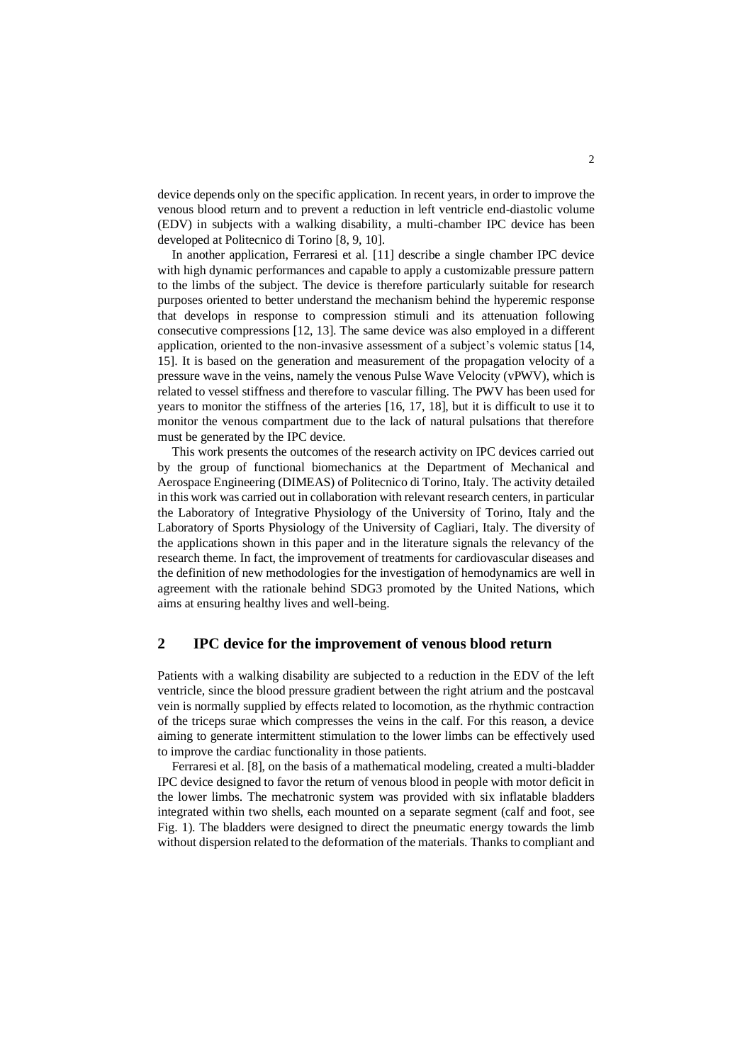device depends only on the specific application. In recent years, in order to improve the venous blood return and to prevent a reduction in left ventricle end-diastolic volume (EDV) in subjects with a walking disability, a multi-chamber IPC device has been developed at Politecnico di Torino [8, 9, 10].

In another application, Ferraresi et al. [11] describe a single chamber IPC device with high dynamic performances and capable to apply a customizable pressure pattern to the limbs of the subject. The device is therefore particularly suitable for research purposes oriented to better understand the mechanism behind the hyperemic response that develops in response to compression stimuli and its attenuation following consecutive compressions [12, 13]. The same device was also employed in a different application, oriented to the non-invasive assessment of a subject's volemic status [14, 15]. It is based on the generation and measurement of the propagation velocity of a pressure wave in the veins, namely the venous Pulse Wave Velocity (vPWV), which is related to vessel stiffness and therefore to vascular filling. The PWV has been used for years to monitor the stiffness of the arteries [16, 17, 18], but it is difficult to use it to monitor the venous compartment due to the lack of natural pulsations that therefore must be generated by the IPC device.

This work presents the outcomes of the research activity on IPC devices carried out by the group of functional biomechanics at the Department of Mechanical and Aerospace Engineering (DIMEAS) of Politecnico di Torino, Italy. The activity detailed in this work was carried out in collaboration with relevant research centers, in particular the Laboratory of Integrative Physiology of the University of Torino, Italy and the Laboratory of Sports Physiology of the University of Cagliari, Italy. The diversity of the applications shown in this paper and in the literature signals the relevancy of the research theme. In fact, the improvement of treatments for cardiovascular diseases and the definition of new methodologies for the investigation of hemodynamics are well in agreement with the rationale behind SDG3 promoted by the United Nations, which aims at ensuring healthy lives and well-being.

## 2 IPC device for the improvement of venous blood return

Patients with a walking disability are subjected to a reduction in the EDV of the left ventricle, since the blood pressure gradient between the right atrium and the postcaval vein is normally supplied by effects related to locomotion, as the rhythmic contraction of the triceps surae which compresses the veins in the calf. For this reason, a device aiming to generate intermittent stimulation to the lower limbs can be effectively used to improve the cardiac functionality in those patients.

Ferraresi et al. [8], on the basis of a mathematical modeling, created a multi-bladder IPC device designed to favor the return of venous blood in people with motor deficit in the lower limbs. The mechatronic system was provided with six inflatable bladders integrated within two shells, each mounted on a separate segment (calf and foot, see Fig. 1). The bladders were designed to direct the pneumatic energy towards the limb without dispersion related to the deformation of the materials. Thanks to compliant and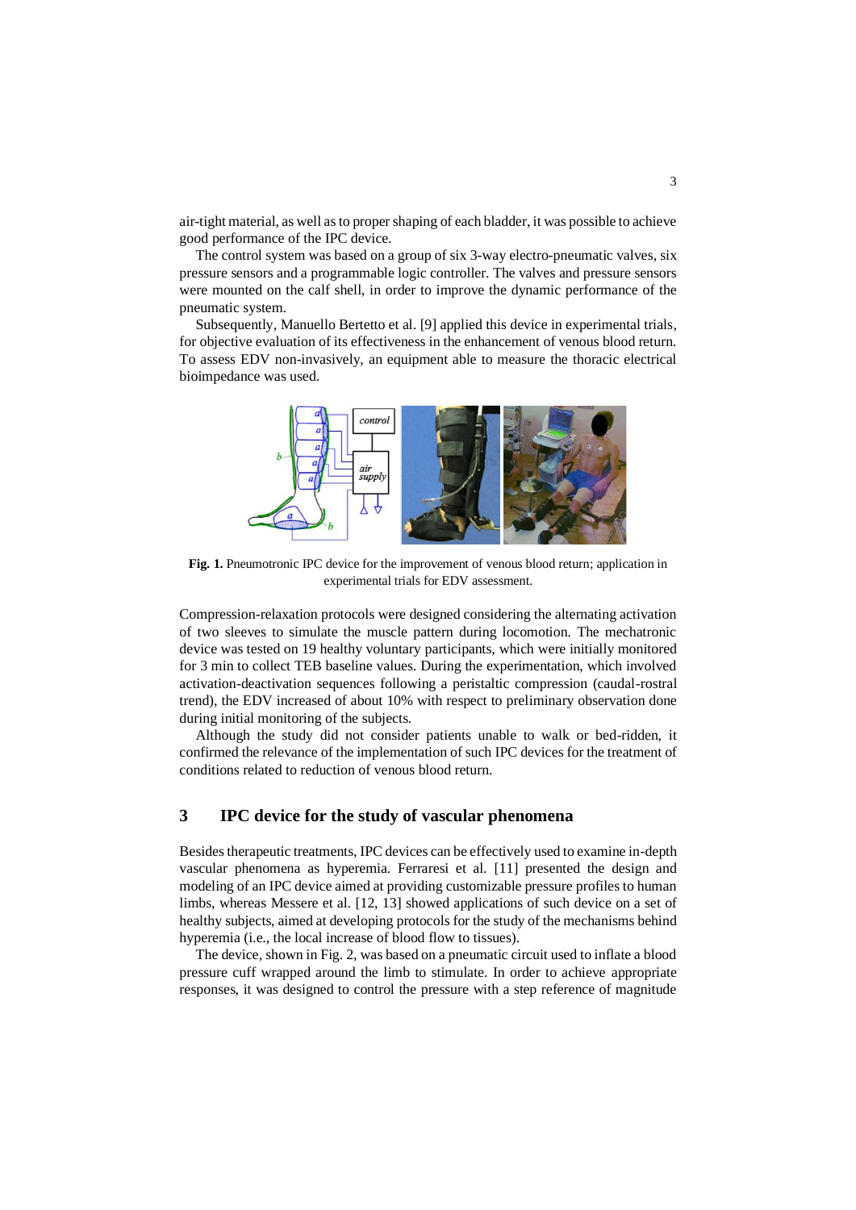air-tight material, as well as to proper shaping of each bladder, it was possible to achieve good performance of the IPC device.

The control system was based on a group of six 3-way electro-pneumatic valves, six pressure sensors and a programmable logic controller. The valves and pressure sensors were mounted on the calf shell, in order to improve the dynamic performance of the pneumatic system.

Subsequently, Manuello Bertetto et al. [9] applied this device in experimental trials, for objective evaluation of its effectiveness in the enhancement of venous blood return. To assess EDV non-invasively, an equipment able to measure the thoracic electrical bioimpedance was used.

**Fig. 1.** Pneumotronic IPC device for the improvement of venous blood return; application in experimental trials for EDV assessment.

Compression-relaxation protocols were designed considering the alternating activation of two sleeves to simulate the muscle pattern during locomotion. The mechatronic device was tested on 19 healthy voluntary participants, which were initially monitored for 3 min to collect TEB baseline values. During the experimentation, which involved activation-deactivation sequences following a peristaltic compression (caudal-rostral trend), the EDV increased of about 10% with respect to preliminary observation done during initial monitoring of the subjects.

Although the study did not consider patients unable to walk or bed-ridden, it confirmed the relevance of the implementation of such IPC devices for the treatment of conditions related to reduction of venous blood return.

## 3 IPC device for the study of vascular phenomena

Besides therapeutic treatments, IPC devices can be effectively used to examine in-depth vascular phenomena as hyperemia. Ferraresi et al. [11] presented the design and modeling of an IPC device aimed at providing customizable pressure profiles to human limbs, whereas Messere et al. [12, 13] showed applications of such device on a set of healthy subjects, aimed at developing protocols for the study of the mechanisms behind hyperemia (i.e., the local increase of blood flow to tissues).

The device, shown in Fig. 2, was based on a pneumatic circuit used to inflate a blood pressure cuff wrapped around the limb to stimulate. In order to achieve appropriate responses, it was designed to control the pressure with a step reference of magnitude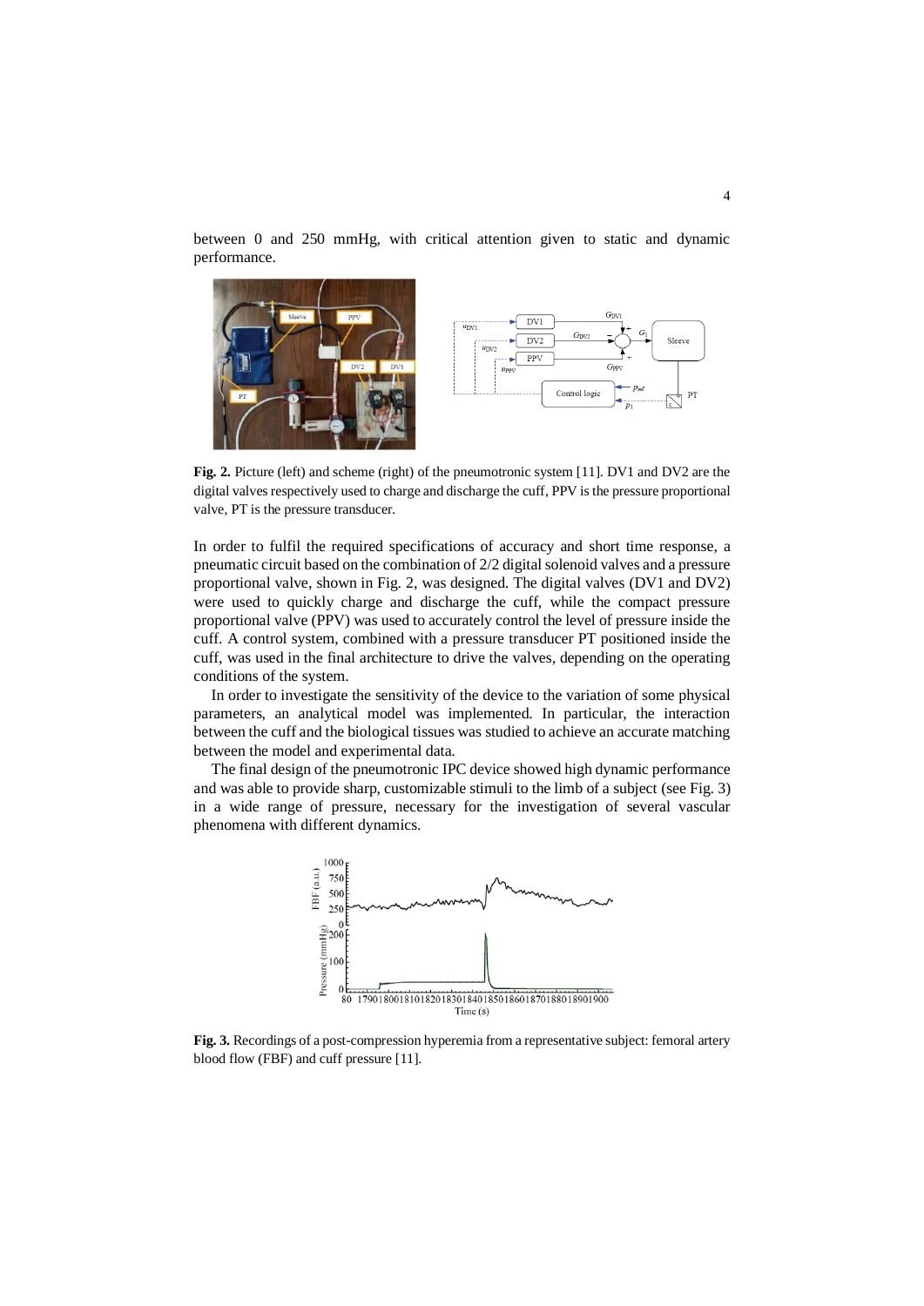between 0 and 250 mmHg, with critical attention given to static and dynamic performance.

**Fig. 2.** Picture (left) and scheme (right) of the pneumotronic system [11]. DV1 and DV2 are the digital valves respectively used to charge and discharge the cuff, PPV is the pressure proportional valve, PT is the pressure transducer.

In order to fulfil the required specifications of accuracy and short time response, a pneumatic circuit based on the combination of 2/2 digital solenoid valves and a pressure proportional valve, shown in Fig. 2, was designed. The digital valves (DV1 and DV2) were used to quickly charge and discharge the cuff, while the compact pressure proportional valve (PPV) was used to accurately control the level of pressure inside the cuff. A control system, combined with a pressure transducer PT positioned inside the cuff, was used in the final architecture to drive the valves, depending on the operating conditions of the system.

In order to investigate the sensitivity of the device to the variation of some physical parameters, an analytical model was implemented. In particular, the interaction between the cuff and the biological tissues was studied to achieve an accurate matching between the model and experimental data.

The final design of the pneumotronic IPC device showed high dynamic performance and was able to provide sharp, customizable stimuli to the limb of a subject (see Fig. 3) in a wide range of pressure, necessary for the investigation of several vascular phenomena with different dynamics.

**Fig. 3.** Recordings of a post-compression hyperemia from a representative subject: femoral artery blood flow (FBF) and cuff pressure [11].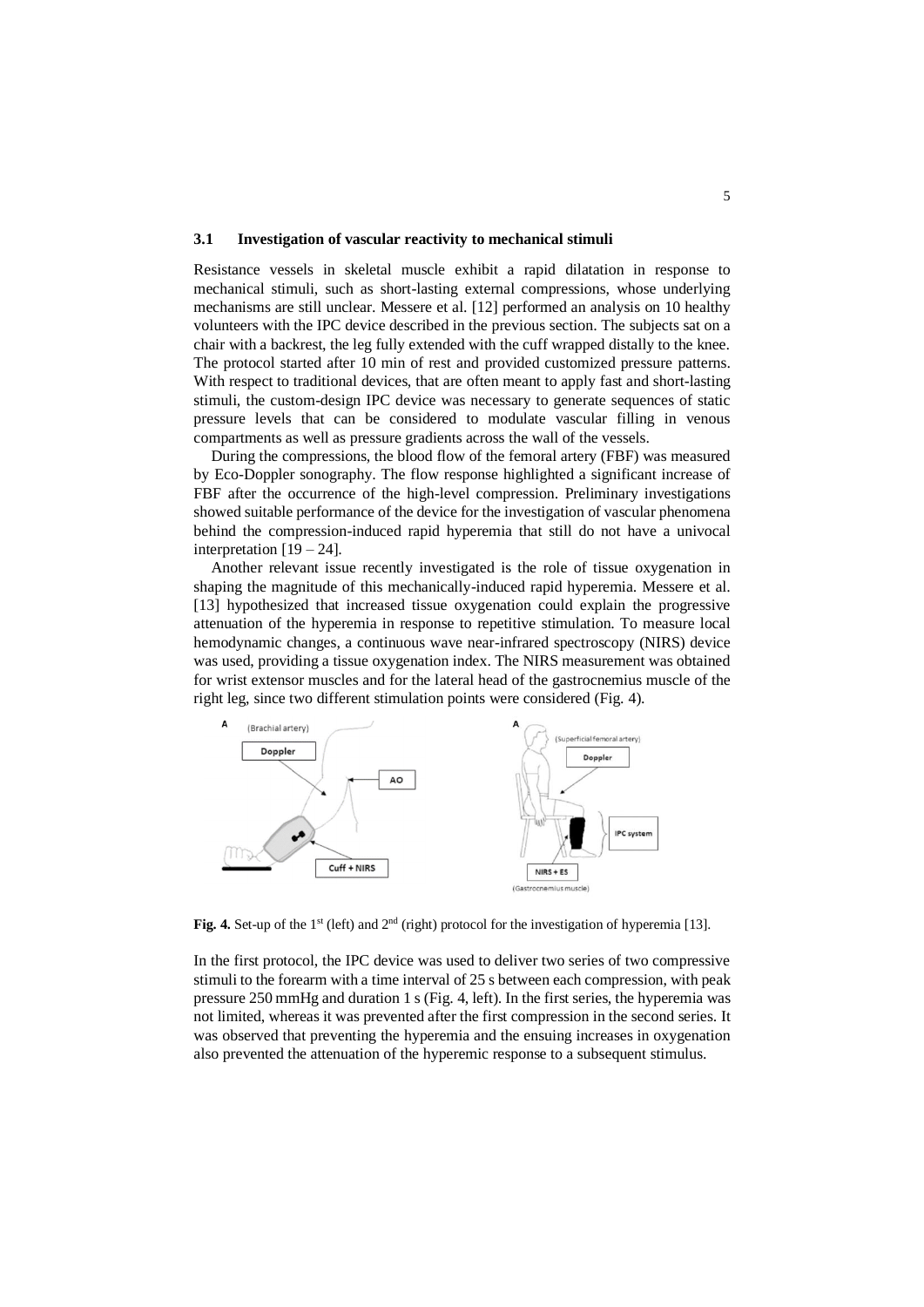### 3.1 Investigation of vascular reactivity to mechanical stimuli

Resistance vessels in skeletal muscle exhibit a rapid dilatation in response to mechanical stimuli, such as short-lasting external compressions, whose underlying mechanisms are still unclear. Messere et al. [12] performed an analysis on 10 healthy volunteers with the IPC device described in the previous section. The subjects sat on a chair with a backrest, the leg fully extended with the cuff wrapped distally to the knee. The protocol started after 10 min of rest and provided customized pressure patterns. With respect to traditional devices, that are often meant to apply fast and short-lasting stimuli, the custom-design IPC device was necessary to generate sequences of static pressure levels that can be considered to modulate vascular filling in venous compartments as well as pressure gradients across the wall of the vessels.

During the compressions, the blood flow of the femoral artery (FBF) was measured by Eco-Doppler sonography. The flow response highlighted a significant increase of FBF after the occurrence of the high-level compression. Preliminary investigations showed suitable performance of the device for the investigation of vascular phenomena behind the compression-induced rapid hyperemia that still do not have a univocal interpretation [19 – 24].

Another relevant issue recently investigated is the role of tissue oxygenation in shaping the magnitude of this mechanically-induced rapid hyperemia. Messere et al. [13] hypothesized that increased tissue oxygenation could explain the progressive attenuation of the hyperemia in response to repetitive stimulation. To measure local hemodynamic changes, a continuous wave near-infrared spectroscopy (NIRS) device was used, providing a tissue oxygenation index. The NIRS measurement was obtained for wrist extensor muscles and for the lateral head of the gastrocnemius muscle of the right leg, since two different stimulation points were considered (Fig. 4).

**Fig. 4.** Set-up of the 1st (left) and 2nd (right) protocol for the investigation of hyperemia [13].

In the first protocol, the IPC device was used to deliver two series of two compressive stimuli to the forearm with a time interval of 25 s between each compression, with peak pressure 250 mmHg and duration 1 s (Fig. 4, left). In the first series, the hyperemia was not limited, whereas it was prevented after the first compression in the second series. It was observed that preventing the hyperemia and the ensuing increases in oxygenation also prevented the attenuation of the hyperemic response to a subsequent stimulus.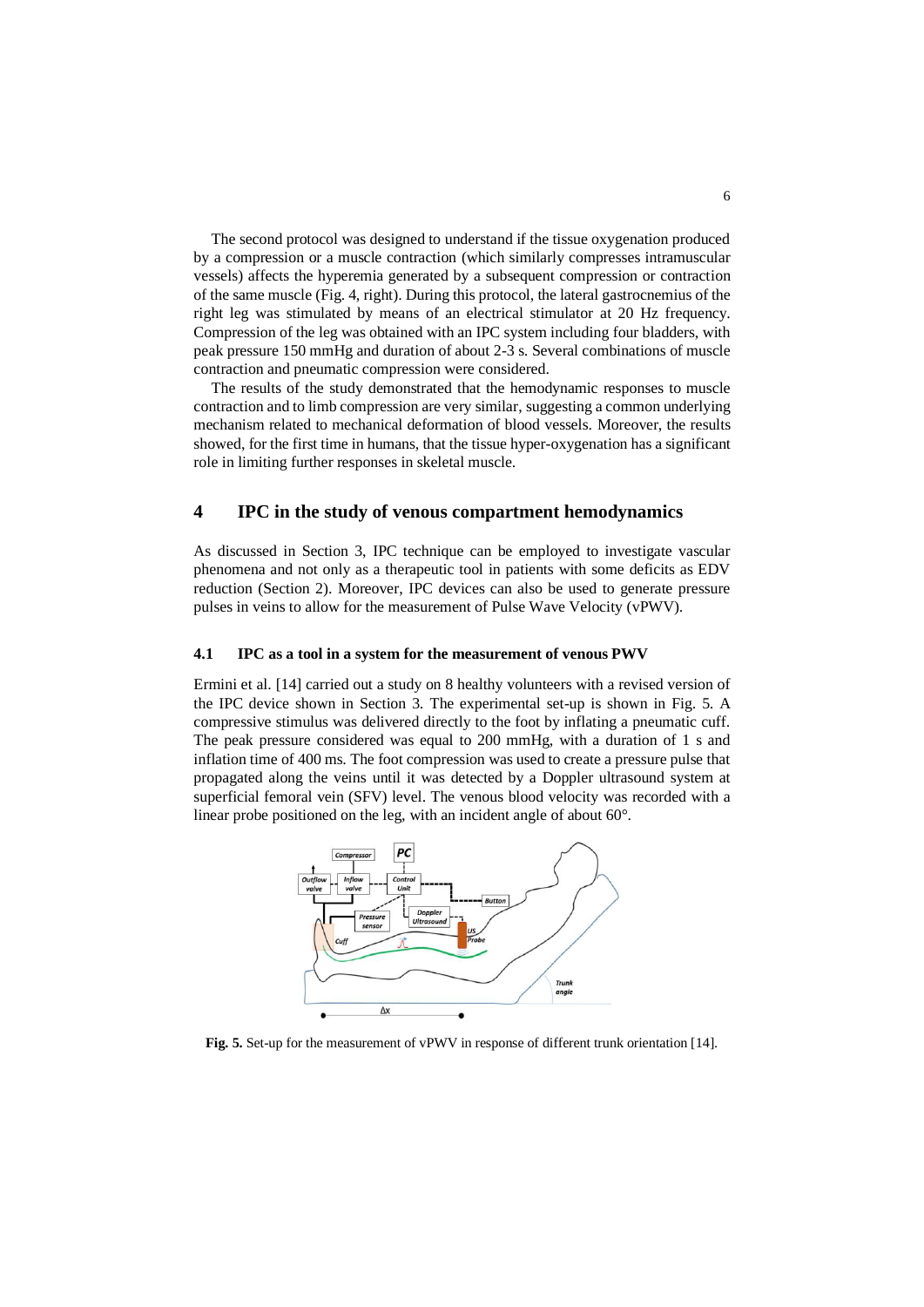The second protocol was designed to understand if the tissue oxygenation produced by a compression or a muscle contraction (which similarly compresses intramuscular vessels) affects the hyperemia generated by a subsequent compression or contraction of the same muscle (Fig. 4, right). During this protocol, the lateral gastrocnemius of the right leg was stimulated by means of an electrical stimulator at 20 Hz frequency. Compression of the leg was obtained with an IPC system including four bladders, with peak pressure 150 mmHg and duration of about 2-3 s. Several combinations of muscle contraction and pneumatic compression were considered.

The results of the study demonstrated that the hemodynamic responses to muscle contraction and to limb compression are very similar, suggesting a common underlying mechanism related to mechanical deformation of blood vessels. Moreover, the results showed, for the first time in humans, that the tissue hyper-oxygenation has a significant role in limiting further responses in skeletal muscle.

## 4 IPC in the study of venous compartment hemodynamics

As discussed in Section 3, IPC technique can be employed to investigate vascular phenomena and not only as a therapeutic tool in patients with some deficits as EDV reduction (Section 2). Moreover, IPC devices can also be used to generate pressure pulses in veins to allow for the measurement of Pulse Wave Velocity (vPWV).

### 4.1 IPC as a tool in a system for the measurement of venous PWV

Ermini et al. [14] carried out a study on 8 healthy volunteers with a revised version of the IPC device shown in Section 3. The experimental set-up is shown in Fig. 5. A compressive stimulus was delivered directly to the foot by inflating a pneumatic cuff. The peak pressure considered was equal to 200 mmHg, with a duration of 1 s and inflation time of 400 ms. The foot compression was used to create a pressure pulse that propagated along the veins until it was detected by a Doppler ultrasound system at superficial femoral vein (SFV) level. The venous blood velocity was recorded with a linear probe positioned on the leg, with an incident angle of about 60°.

**Fig. 5.** Set-up for the measurement of vPWV in response of different trunk orientation [14].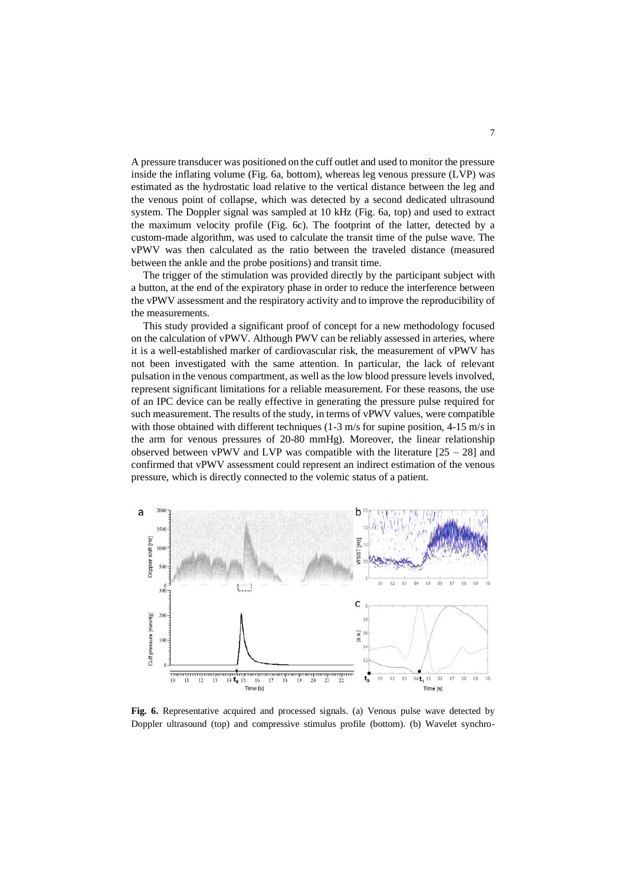A pressure transducer was positioned on the cuff outlet and used to monitor the pressure inside the inflating volume (Fig. 6a, bottom), whereas leg venous pressure (LVP) was estimated as the hydrostatic load relative to the vertical distance between the leg and the venous point of collapse, which was detected by a second dedicated ultrasound system. The Doppler signal was sampled at 10 kHz (Fig. 6a, top) and used to extract the maximum velocity profile (Fig. 6c). The footprint of the latter, detected by a custom-made algorithm, was used to calculate the transit time of the pulse wave. The vPWV was then calculated as the ratio between the traveled distance (measured between the ankle and the probe positions) and transit time.

The trigger of the stimulation was provided directly by the participant subject with a button, at the end of the expiratory phase in order to reduce the interference between the vPWV assessment and the respiratory activity and to improve the reproducibility of the measurements.

This study provided a significant proof of concept for a new methodology focused on the calculation of vPWV. Although PWV can be reliably assessed in arteries, where it is a well-established marker of cardiovascular risk, the measurement of vPWV has not been investigated with the same attention. In particular, the lack of relevant pulsation in the venous compartment, as well as the low blood pressure levels involved, represent significant limitations for a reliable measurement. For these reasons, the use of an IPC device can be really effective in generating the pressure pulse required for such measurement. The results of the study, in terms of vPWV values, were compatible with those obtained with different techniques (1-3 m/s for supine position, 4-15 m/s in the arm for venous pressures of 20-80 mmHg). Moreover, the linear relationship observed between vPWV and LVP was compatible with the literature [25 – 28] and confirmed that vPWV assessment could represent an indirect estimation of the venous pressure, which is directly connected to the volemic status of a patient.

**Fig. 6.** Representative acquired and processed signals. (a) Venous pulse wave detected by Doppler ultrasound (top) and compressive stimulus profile (bottom). (b) Wavelet synchro-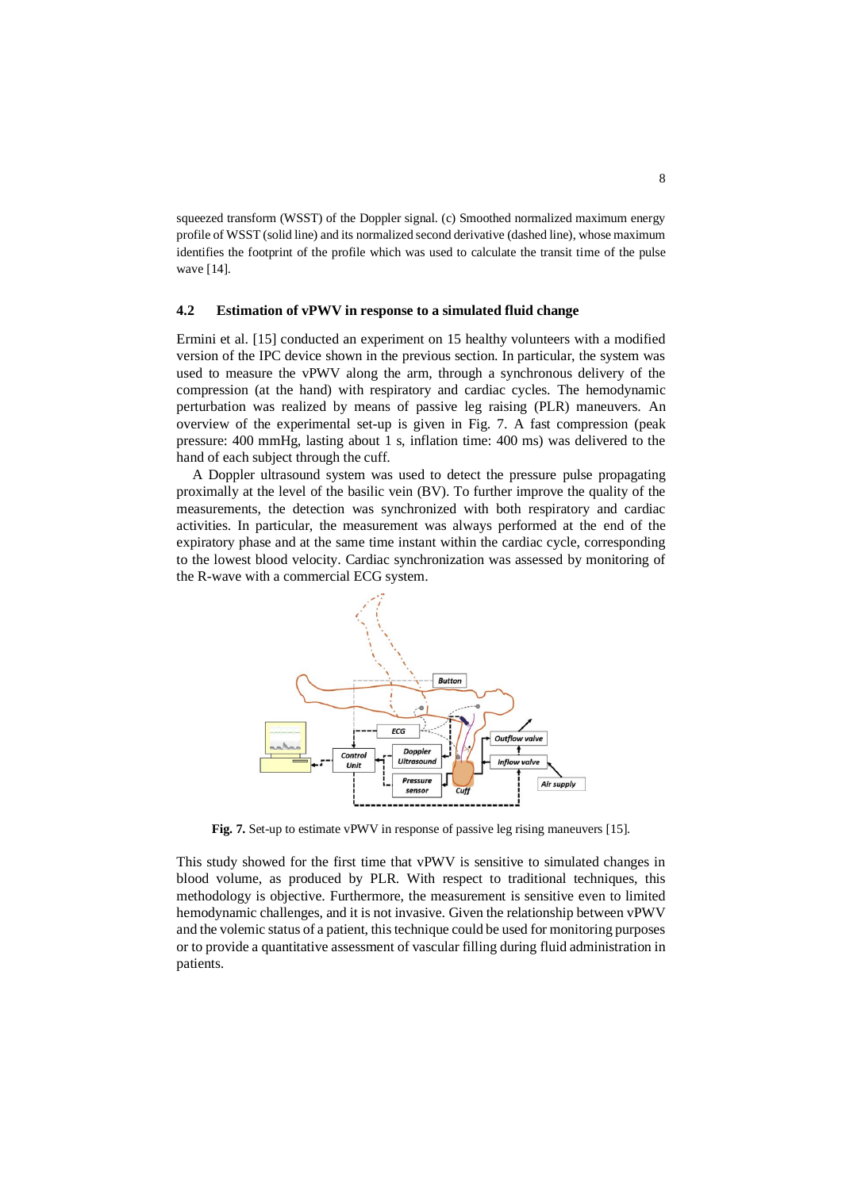squeezed transform (WSST) of the Doppler signal. (c) Smoothed normalized maximum energy profile of WSST (solid line) and its normalized second derivative (dashed line), whose maximum identifies the footprint of the profile which was used to calculate the transit time of the pulse wave [14].

### 4.2 Estimation of vPWV in response to a simulated fluid change

Ermini et al. [15] conducted an experiment on 15 healthy volunteers with a modified version of the IPC device shown in the previous section. In particular, the system was used to measure the vPWV along the arm, through a synchronous delivery of the compression (at the hand) with respiratory and cardiac cycles. The hemodynamic perturbation was realized by means of passive leg raising (PLR) maneuvers. An overview of the experimental set-up is given in Fig. 7. A fast compression (peak pressure: 400 mmHg, lasting about 1 s, inflation time: 400 ms) was delivered to the hand of each subject through the cuff.

A Doppler ultrasound system was used to detect the pressure pulse propagating proximally at the level of the basilic vein (BV). To further improve the quality of the measurements, the detection was synchronized with both respiratory and cardiac activities. In particular, the measurement was always performed at the end of the expiratory phase and at the same time instant within the cardiac cycle, corresponding to the lowest blood velocity. Cardiac synchronization was assessed by monitoring of the R-wave with a commercial ECG system.

**Fig. 7.** Set-up to estimate vPWV in response of passive leg rising maneuvers [15].

This study showed for the first time that vPWV is sensitive to simulated changes in blood volume, as produced by PLR. With respect to traditional techniques, this methodology is objective. Furthermore, the measurement is sensitive even to limited hemodynamic challenges, and it is not invasive. Given the relationship between vPWV and the volemic status of a patient, this technique could be used for monitoring purposes or to provide a quantitative assessment of vascular filling during fluid administration in patients.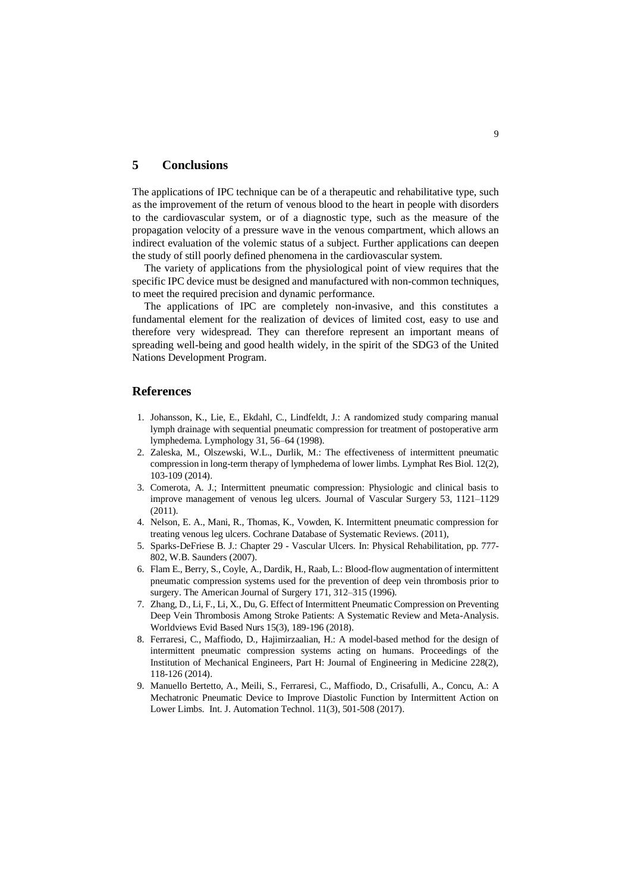## 5 Conclusions

The applications of IPC technique can be of a therapeutic and rehabilitative type, such as the improvement of the return of venous blood to the heart in people with disorders to the cardiovascular system, or of a diagnostic type, such as the measure of the propagation velocity of a pressure wave in the venous compartment, which allows an indirect evaluation of the volemic status of a subject. Further applications can deepen the study of still poorly defined phenomena in the cardiovascular system.

The variety of applications from the physiological point of view requires that the specific IPC device must be designed and manufactured with non-common techniques, to meet the required precision and dynamic performance.

The applications of IPC are completely non-invasive, and this constitutes a fundamental element for the realization of devices of limited cost, easy to use and therefore very widespread. They can therefore represent an important means of spreading well-being and good health widely, in the spirit of the SDG3 of the United Nations Development Program.

## References

1. Johansson, K., Lie, E., Ekdahl, C., Lindfeldt, J.: A randomized study comparing manual lymph drainage with sequential pneumatic compression for treatment of postoperative arm lymphedema. Lymphology 31, 56–64 (1998).
2. Zaleska, M., Olszewski, W.L., Durlik, M.: The effectiveness of intermittent pneumatic compression in long-term therapy of lymphedema of lower limbs. Lymphat Res Biol. 12(2), 103-109 (2014).
3. Comerota, A. J.; Intermittent pneumatic compression: Physiologic and clinical basis to improve management of venous leg ulcers. Journal of Vascular Surgery 53, 1121–1129 (2011).
4. Nelson, E. A., Mani, R., Thomas, K., Vowden, K. Intermittent pneumatic compression for treating venous leg ulcers. Cochrane Database of Systematic Reviews. (2011),
5. Sparks-DeFriese B. J.: Chapter 29 - Vascular Ulcers. In: Physical Rehabilitation, pp. 777-802, W.B. Saunders (2007).
6. Flam E., Berry, S., Coyle, A., Dardik, H., Raab, L.: Blood-flow augmentation of intermittent pneumatic compression systems used for the prevention of deep vein thrombosis prior to surgery. The American Journal of Surgery 171, 312–315 (1996).
7. Zhang, D., Li, F., Li, X., Du, G. Effect of Intermittent Pneumatic Compression on Preventing Deep Vein Thrombosis Among Stroke Patients: A Systematic Review and Meta-Analysis. Worldviews Evid Based Nurs 15(3), 189-196 (2018).
8. Ferraresi, C., Maffiodo, D., Hajimirzaalian, H.: A model-based method for the design of intermittent pneumatic compression systems acting on humans. Proceedings of the Institution of Mechanical Engineers, Part H: Journal of Engineering in Medicine 228(2), 118-126 (2014).
9. Manuello Bertetto, A., Meili, S., Ferraresi, C., Maffiodo, D., Crisafulli, A., Concu, A.: A Mechatronic Pneumatic Device to Improve Diastolic Function by Intermittent Action on Lower Limbs. Int. J. Automation Technol. 11(3), 501-508 (2017).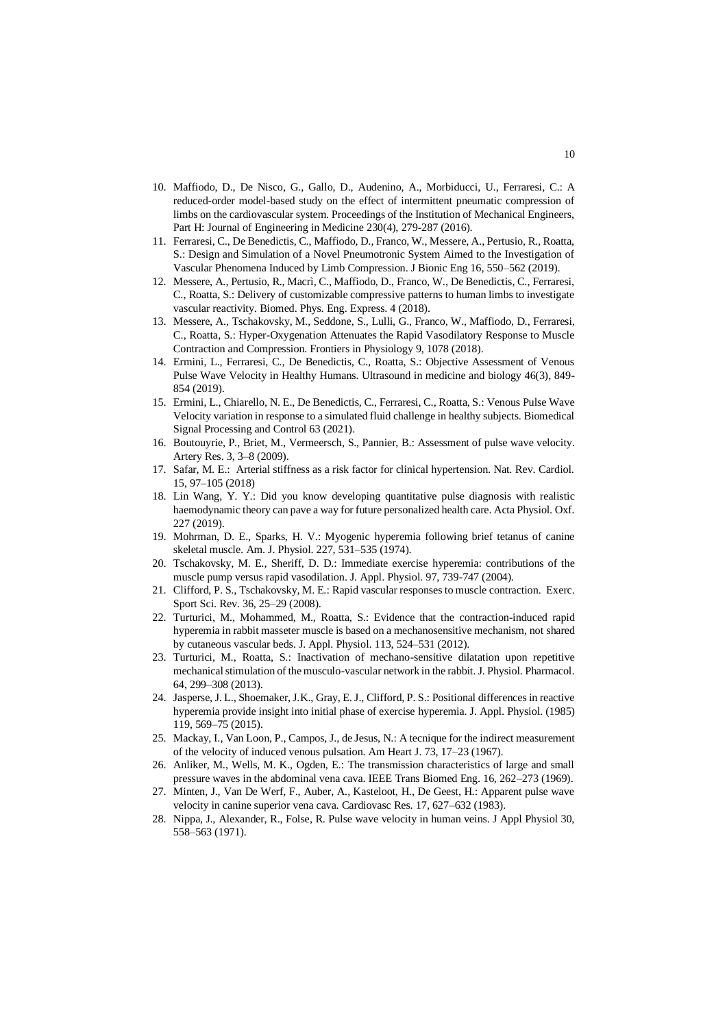10. Maffiodo, D., De Nisco, G., Gallo, D., Audenino, A., Morbiducci, U., Ferraresi, C.: A reduced-order model-based study on the effect of intermittent pneumatic compression of limbs on the cardiovascular system. Proceedings of the Institution of Mechanical Engineers, Part H: Journal of Engineering in Medicine 230(4), 279-287 (2016).
11. Ferraresi, C., De Benedictis, C., Maffiodo, D., Franco, W., Messere, A., Pertusio, R., Roatta, S.: Design and Simulation of a Novel Pneumotronic System Aimed to the Investigation of Vascular Phenomena Induced by Limb Compression. J Bionic Eng 16, 550–562 (2019).
12. Messere, A., Pertusio, R., Macrì, C., Maffiodo, D., Franco, W., De Benedictis, C., Ferraresi, C., Roatta, S.: Delivery of customizable compressive patterns to human limbs to investigate vascular reactivity. Biomed. Phys. Eng. Express. 4 (2018).
13. Messere, A., Tschakovsky, M., Seddone, S., Lulli, G., Franco, W., Maffiodo, D., Ferraresi, C., Roatta, S.: Hyper-Oxygenation Attenuates the Rapid Vasodilatory Response to Muscle Contraction and Compression. Frontiers in Physiology 9, 1078 (2018).
14. Ermini, L., Ferraresi, C., De Benedictis, C., Roatta, S.: Objective Assessment of Venous Pulse Wave Velocity in Healthy Humans. Ultrasound in medicine and biology 46(3), 849-854 (2019).
15. Ermini, L., Chiarello, N. E., De Benedictis, C., Ferraresi, C., Roatta, S.: Venous Pulse Wave Velocity variation in response to a simulated fluid challenge in healthy subjects. Biomedical Signal Processing and Control 63 (2021).
16. Boutouyrie, P., Briet, M., Vermeersch, S., Pannier, B.: Assessment of pulse wave velocity. Artery Res. 3, 3–8 (2009).
17. Safar, M. E.: Arterial stiffness as a risk factor for clinical hypertension. Nat. Rev. Cardiol. 15, 97–105 (2018)
18. Lin Wang, Y. Y.: Did you know developing quantitative pulse diagnosis with realistic haemodynamic theory can pave a way for future personalized health care. Acta Physiol. Oxf. 227 (2019).
19. Mohrman, D. E., Sparks, H. V.: Myogenic hyperemia following brief tetanus of canine skeletal muscle. Am. J. Physiol. 227, 531–535 (1974).
20. Tschakovsky, M. E., Sheriff, D. D.: Immediate exercise hyperemia: contributions of the muscle pump versus rapid vasodilation. J. Appl. Physiol. 97, 739-747 (2004).
21. Clifford, P. S., Tschakovsky, M. E.: Rapid vascular responses to muscle contraction. Exerc. Sport Sci. Rev. 36, 25–29 (2008).
22. Turturici, M., Mohammed, M., Roatta, S.: Evidence that the contraction-induced rapid hyperemia in rabbit masseter muscle is based on a mechanosensitive mechanism, not shared by cutaneous vascular beds. J. Appl. Physiol. 113, 524–531 (2012).
23. Turturici, M., Roatta, S.: Inactivation of mechano-sensitive dilatation upon repetitive mechanical stimulation of the musculo-vascular network in the rabbit. J. Physiol. Pharmacol. 64, 299–308 (2013).
24. Jasperse, J. L., Shoemaker, J.K., Gray, E. J., Clifford, P. S.: Positional differences in reactive hyperemia provide insight into initial phase of exercise hyperemia. J. Appl. Physiol. (1985) 119, 569–75 (2015).
25. Mackay, I., Van Loon, P., Campos, J., de Jesus, N.: A tecnique for the indirect measurement of the velocity of induced venous pulsation. Am Heart J. 73, 17–23 (1967).
26. Anliker, M., Wells, M. K., Ogden, E.: The transmission characteristics of large and small pressure waves in the abdominal vena cava. IEEE Trans Biomed Eng. 16, 262–273 (1969).
27. Minten, J., Van De Werf, F., Auber, A., Kasteloot, H., De Geest, H.: Apparent pulse wave velocity in canine superior vena cava. Cardiovasc Res. 17, 627–632 (1983).
28. Nippa, J., Alexander, R., Folse, R. Pulse wave velocity in human veins. J Appl Physiol 30, 558–563 (1971).